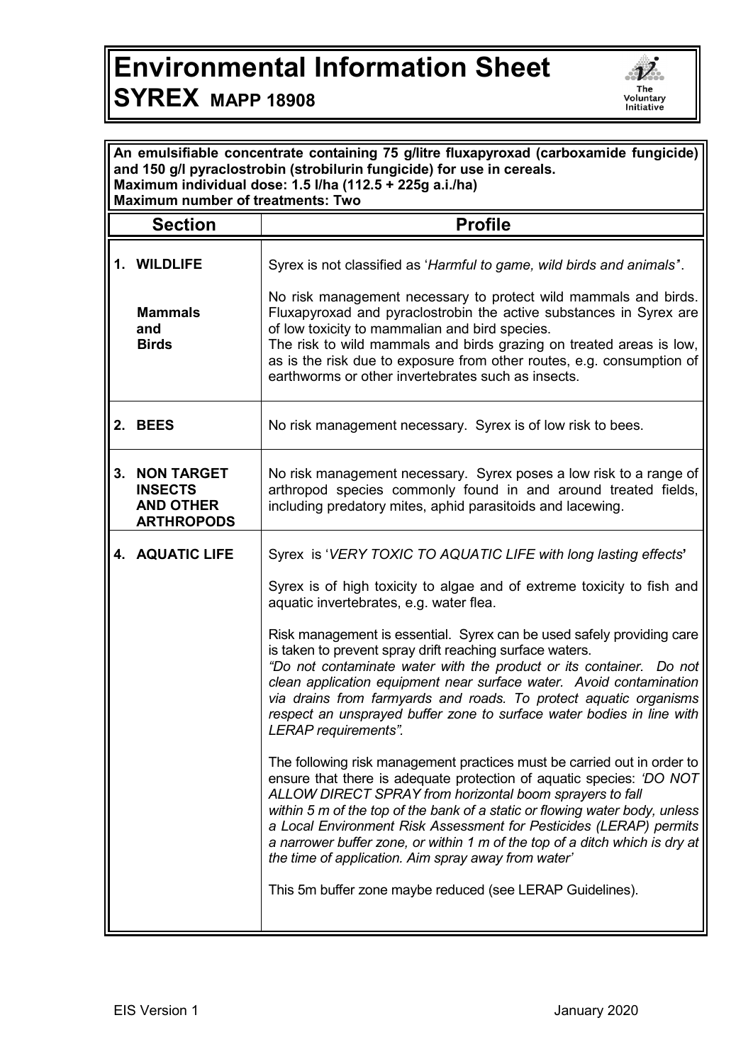# Environmental Information Sheet
## SYREX MAPP 18908

**An emulsifiable concentrate containing 75 g/litre fluxapyroxad (carboxamide fungicide) and 150 g/l pyraclostrobin (strobilurin fungicide) for use in cereals.**
**Maximum individual dose: 1.5 l/ha (112.5 + 225g a.i./ha)**
**Maximum number of treatments: Two**

| Section | Profile |
|---|---|
| **1. WILDLIFE**<br><br>**Mammals and Birds** | Syrex is not classified as '*Harmful to game, wild birds and animals*'.<br><br>No risk management necessary to protect wild mammals and birds. Fluxapyroxad and pyraclostrobin the active substances in Syrex are of low toxicity to mammalian and bird species.<br>The risk to wild mammals and birds grazing on treated areas is low, as is the risk due to exposure from other routes, e.g. consumption of earthworms or other invertebrates such as insects. |
| **2. BEES** | No risk management necessary. Syrex is of low risk to bees. |
| **3. NON TARGET INSECTS AND OTHER ARTHROPODS** | No risk management necessary. Syrex poses a low risk to a range of arthropod species commonly found in and around treated fields, including predatory mites, aphid parasitoids and lacewing. |
| **4. AQUATIC LIFE** | Syrex is '*VERY TOXIC TO AQUATIC LIFE with long lasting effects*'<br><br>Syrex is of high toxicity to algae and of extreme toxicity to fish and aquatic invertebrates, e.g. water flea.<br><br>Risk management is essential. Syrex can be used safely providing care is taken to prevent spray drift reaching surface waters.<br>*"Do not contaminate water with the product or its container. Do not clean application equipment near surface water. Avoid contamination via drains from farmyards and roads. To protect aquatic organisms respect an unsprayed buffer zone to surface water bodies in line with LERAP requirements".*<br><br>The following risk management practices must be carried out in order to ensure that there is adequate protection of aquatic species: *'DO NOT ALLOW DIRECT SPRAY from horizontal boom sprayers to fall within 5 m of the top of the bank of a static or flowing water body, unless a Local Environment Risk Assessment for Pesticides (LERAP) permits a narrower buffer zone, or within 1 m of the top of a ditch which is dry at the time of application. Aim spray away from water'*<br><br>This 5m buffer zone maybe reduced (see LERAP Guidelines). |

EIS Version 1 January 2020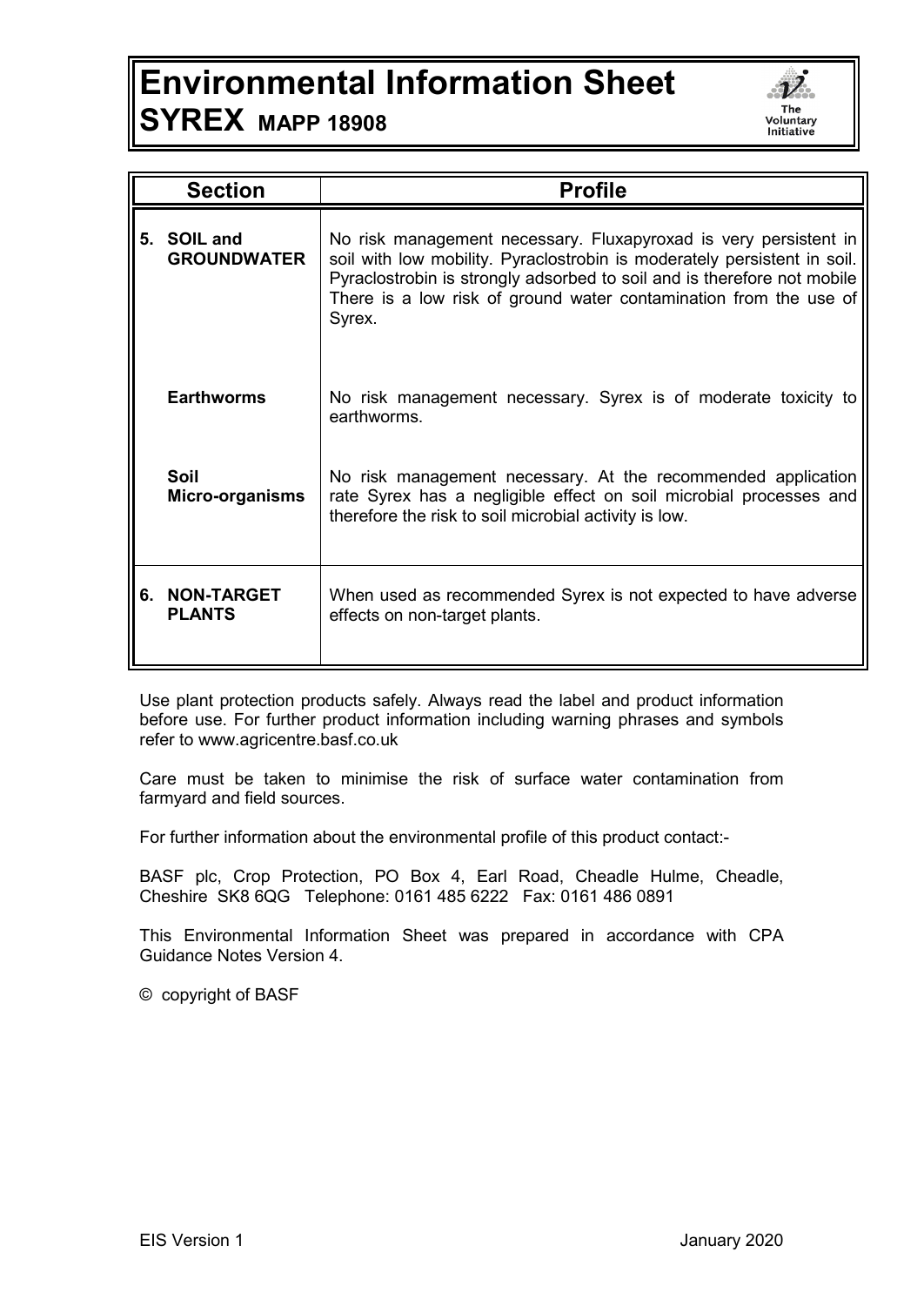# Environmental Information Sheet

## SYREX MAPP 18908

| Section | Profile |
|---|---|
| **5. SOIL and GROUNDWATER** | No risk management necessary. Fluxapyroxad is very persistent in soil with low mobility. Pyraclostrobin is moderately persistent in soil. Pyraclostrobin is strongly adsorbed to soil and is therefore not mobile There is a low risk of ground water contamination from the use of Syrex. |
| **Earthworms** | No risk management necessary. Syrex is of moderate toxicity to earthworms. |
| **Soil Micro-organisms** | No risk management necessary. At the recommended application rate Syrex has a negligible effect on soil microbial processes and therefore the risk to soil microbial activity is low. |
| **6. NON-TARGET PLANTS** | When used as recommended Syrex is not expected to have adverse effects on non-target plants. |

Use plant protection products safely. Always read the label and product information before use. For further product information including warning phrases and symbols refer to www.agricentre.basf.co.uk

Care must be taken to minimise the risk of surface water contamination from farmyard and field sources.

For further information about the environmental profile of this product contact:-

BASF plc, Crop Protection, PO Box 4, Earl Road, Cheadle Hulme, Cheadle, Cheshire SK8 6QG Telephone: 0161 485 6222 Fax: 0161 486 0891

This Environmental Information Sheet was prepared in accordance with CPA Guidance Notes Version 4.

© copyright of BASF

EIS Version 1 January 2020